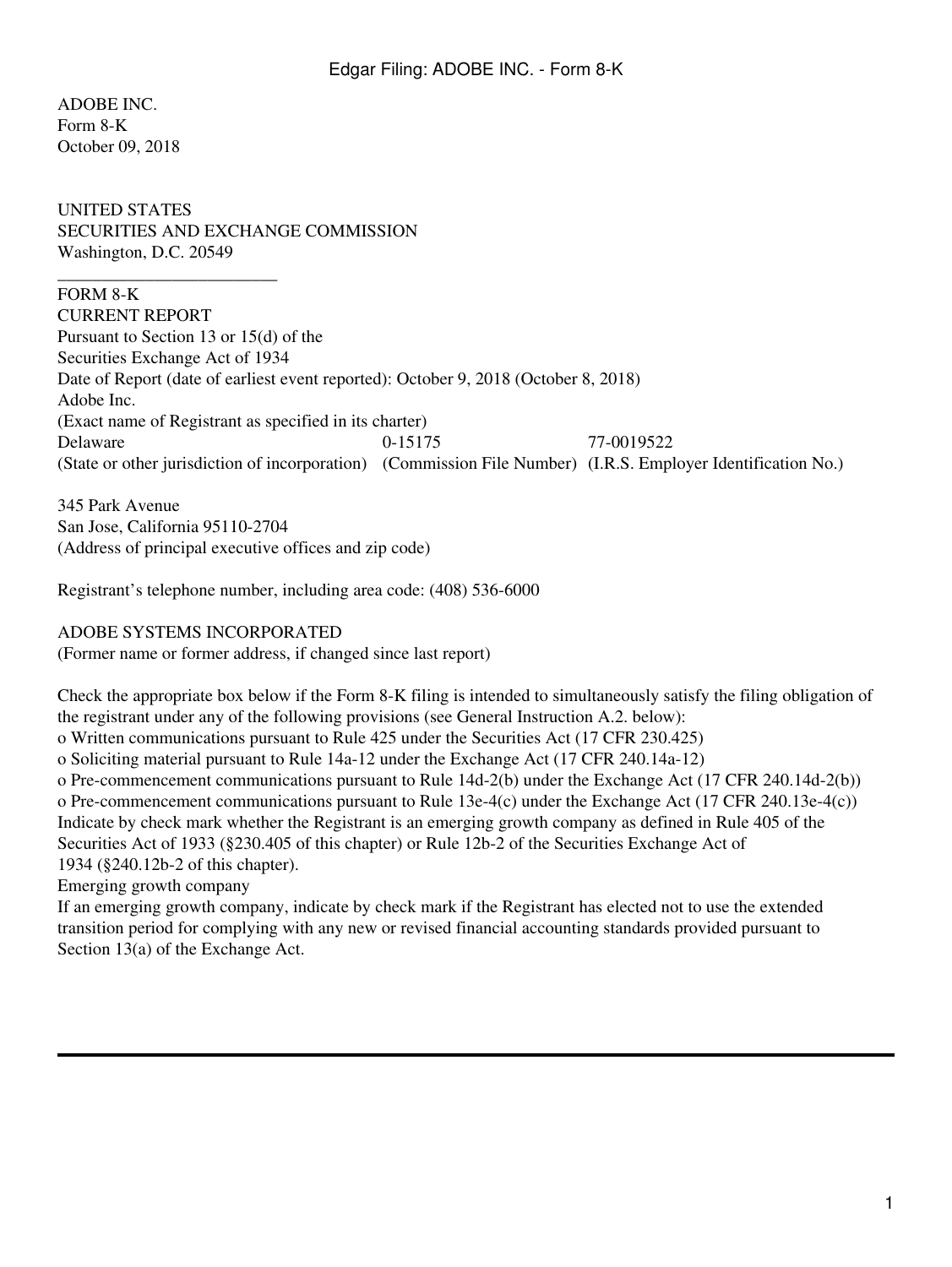ADOBE INC.
Form 8-K
October 09, 2018

UNITED STATES
SECURITIES AND EXCHANGE COMMISSION
Washington, D.C. 20549

---

FORM 8-K
CURRENT REPORT
Pursuant to Section 13 or 15(d) of the
Securities Exchange Act of 1934
Date of Report (date of earliest event reported): October 9, 2018 (October 8, 2018)
Adobe Inc.
(Exact name of Registrant as specified in its charter)

| Delaware | 0-15175 | 77-0019522 |
|---|---|---|
| (State or other jurisdiction of incorporation) | (Commission File Number) | (I.R.S. Employer Identification No.) |

345 Park Avenue
San Jose, California 95110-2704
(Address of principal executive offices and zip code)

Registrant's telephone number, including area code: (408) 536-6000

ADOBE SYSTEMS INCORPORATED
(Former name or former address, if changed since last report)

Check the appropriate box below if the Form 8-K filing is intended to simultaneously satisfy the filing obligation of the registrant under any of the following provisions (see General Instruction A.2. below):
o Written communications pursuant to Rule 425 under the Securities Act (17 CFR 230.425)
o Soliciting material pursuant to Rule 14a-12 under the Exchange Act (17 CFR 240.14a-12)
o Pre-commencement communications pursuant to Rule 14d-2(b) under the Exchange Act (17 CFR 240.14d-2(b))
o Pre-commencement communications pursuant to Rule 13e-4(c) under the Exchange Act (17 CFR 240.13e-4(c))
Indicate by check mark whether the Registrant is an emerging growth company as defined in Rule 405 of the Securities Act of 1933 (§230.405 of this chapter) or Rule 12b-2 of the Securities Exchange Act of 1934 (§240.12b-2 of this chapter).
Emerging growth company
If an emerging growth company, indicate by check mark if the Registrant has elected not to use the extended transition period for complying with any new or revised financial accounting standards provided pursuant to Section 13(a) of the Exchange Act.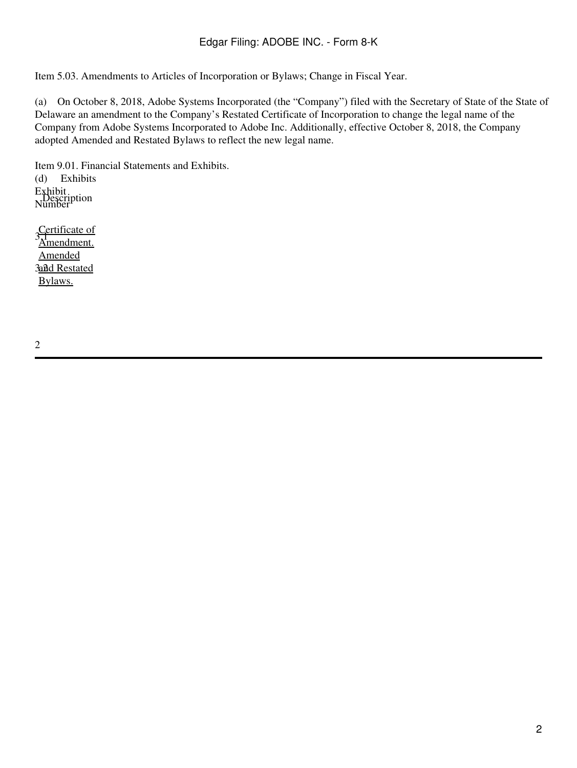Item 5.03. Amendments to Articles of Incorporation or Bylaws; Change in Fiscal Year.

(a) On October 8, 2018, Adobe Systems Incorporated (the "Company") filed with the Secretary of State of the State of Delaware an amendment to the Company's Restated Certificate of Incorporation to change the legal name of the Company from Adobe Systems Incorporated to Adobe Inc. Additionally, effective October 8, 2018, the Company adopted Amended and Restated Bylaws to reflect the new legal name.

Item 9.01. Financial Statements and Exhibits.

(d) Exhibits

| Exhibit Number | Description |
| --- | --- |
| 3.1 | Certificate of Amendment. |
| 3.2 | Amended and Restated Bylaws. |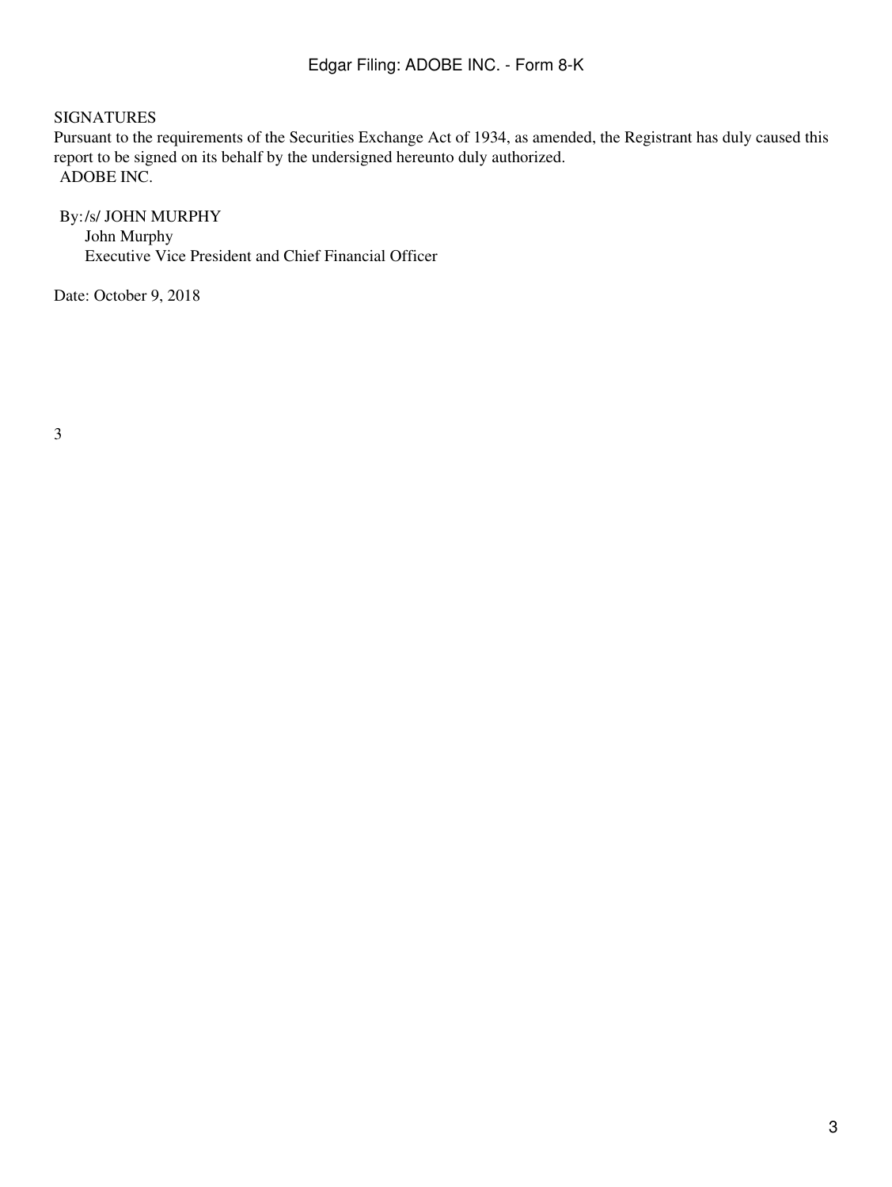SIGNATURES

Pursuant to the requirements of the Securities Exchange Act of 1934, as amended, the Registrant has duly caused this report to be signed on its behalf by the undersigned hereunto duly authorized.

ADOBE INC.

By: /s/ JOHN MURPHY
John Murphy
Executive Vice President and Chief Financial Officer

Date: October 9, 2018